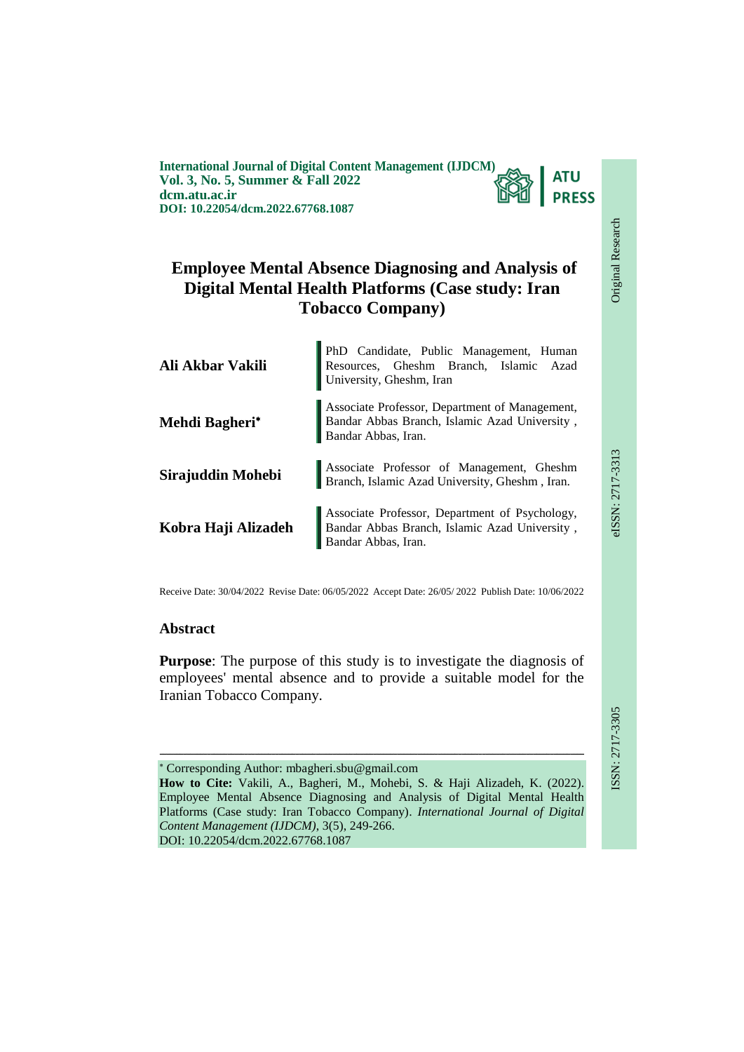**International Journal of Digital Content Management (IJDCM)**
**Vol. 3, No. 5, Summer & Fall 2022**
**dcm.atu.ac.ir**
**DOI: 10.22054/dcm.2022.67768.1087**

ATU PRESS

Original Research

eISSN: 2717-3313

ISSN: 2717-3305

# Employee Mental Absence Diagnosing and Analysis of Digital Mental Health Platforms (Case study: Iran Tobacco Company)

| | |
|---|---|
| **Ali Akbar Vakili** | PhD Candidate, Public Management, Human Resources, Gheshm Branch, Islamic Azad University, Gheshm, Iran |
| **Mehdi Bagheri*** | Associate Professor, Department of Management, Bandar Abbas Branch, Islamic Azad University , Bandar Abbas, Iran. |
| **Sirajuddin Mohebi** | Associate Professor of Management, Gheshm Branch, Islamic Azad University, Gheshm , Iran. |
| **Kobra Haji Alizadeh** | Associate Professor, Department of Psychology, Bandar Abbas Branch, Islamic Azad University , Bandar Abbas, Iran. |

Receive Date: 30/04/2022 Revise Date: 06/05/2022 Accept Date: 26/05/ 2022 Publish Date: 10/06/2022

## Abstract

**Purpose**: The purpose of this study is to investigate the diagnosis of employees' mental absence and to provide a suitable model for the Iranian Tobacco Company.

---

* Corresponding Author: mbagheri.sbu@gmail.com

**How to Cite:** Vakili, A., Bagheri, M., Mohebi, S. & Haji Alizadeh, K. (2022). Employee Mental Absence Diagnosing and Analysis of Digital Mental Health Platforms (Case study: Iran Tobacco Company). *International Journal of Digital Content Management (IJDCM)*, 3(5), 249-266.
DOI: 10.22054/dcm.2022.67768.1087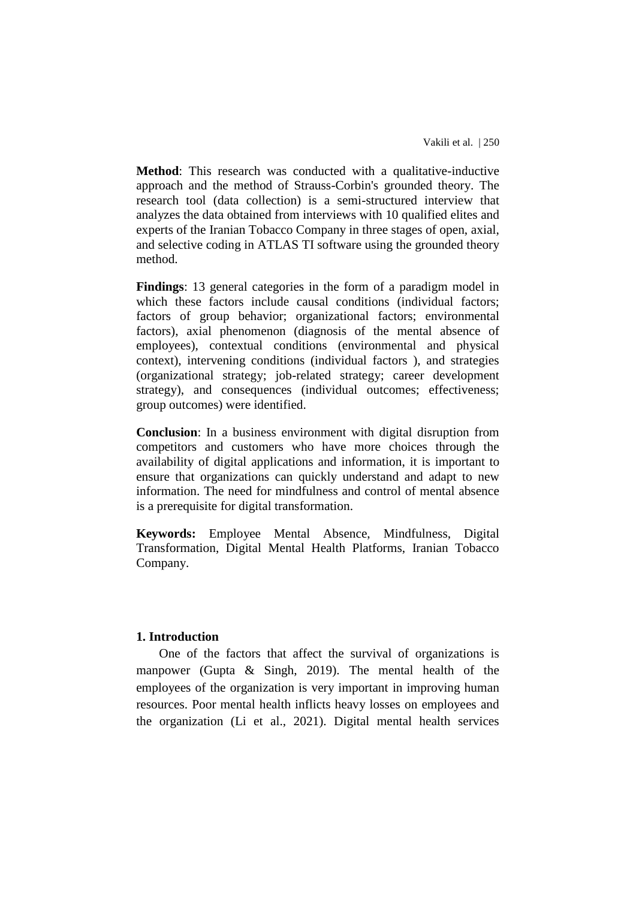**Method**: This research was conducted with a qualitative-inductive approach and the method of Strauss-Corbin's grounded theory. The research tool (data collection) is a semi-structured interview that analyzes the data obtained from interviews with 10 qualified elites and experts of the Iranian Tobacco Company in three stages of open, axial, and selective coding in ATLAS TI software using the grounded theory method.

**Findings**: 13 general categories in the form of a paradigm model in which these factors include causal conditions (individual factors; factors of group behavior; organizational factors; environmental factors), axial phenomenon (diagnosis of the mental absence of employees), contextual conditions (environmental and physical context), intervening conditions (individual factors ), and strategies (organizational strategy; job-related strategy; career development strategy), and consequences (individual outcomes; effectiveness; group outcomes) were identified.

**Conclusion**: In a business environment with digital disruption from competitors and customers who have more choices through the availability of digital applications and information, it is important to ensure that organizations can quickly understand and adapt to new information. The need for mindfulness and control of mental absence is a prerequisite for digital transformation.

**Keywords:** Employee Mental Absence, Mindfulness, Digital Transformation, Digital Mental Health Platforms, Iranian Tobacco Company.

## 1. Introduction

One of the factors that affect the survival of organizations is manpower (Gupta & Singh, 2019). The mental health of the employees of the organization is very important in improving human resources. Poor mental health inflicts heavy losses on employees and the organization (Li et al., 2021). Digital mental health services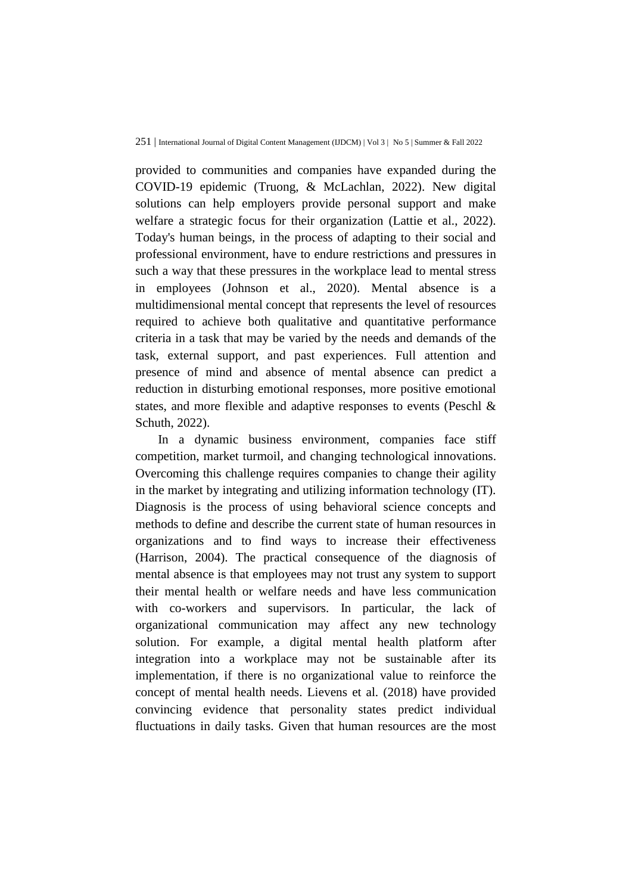provided to communities and companies have expanded during the COVID-19 epidemic (Truong, & McLachlan, 2022). New digital solutions can help employers provide personal support and make welfare a strategic focus for their organization (Lattie et al., 2022). Today's human beings, in the process of adapting to their social and professional environment, have to endure restrictions and pressures in such a way that these pressures in the workplace lead to mental stress in employees (Johnson et al., 2020). Mental absence is a multidimensional mental concept that represents the level of resources required to achieve both qualitative and quantitative performance criteria in a task that may be varied by the needs and demands of the task, external support, and past experiences. Full attention and presence of mind and absence of mental absence can predict a reduction in disturbing emotional responses, more positive emotional states, and more flexible and adaptive responses to events (Peschl & Schuth, 2022).

In a dynamic business environment, companies face stiff competition, market turmoil, and changing technological innovations. Overcoming this challenge requires companies to change their agility in the market by integrating and utilizing information technology (IT). Diagnosis is the process of using behavioral science concepts and methods to define and describe the current state of human resources in organizations and to find ways to increase their effectiveness (Harrison, 2004). The practical consequence of the diagnosis of mental absence is that employees may not trust any system to support their mental health or welfare needs and have less communication with co-workers and supervisors. In particular, the lack of organizational communication may affect any new technology solution. For example, a digital mental health platform after integration into a workplace may not be sustainable after its implementation, if there is no organizational value to reinforce the concept of mental health needs. Lievens et al. (2018) have provided convincing evidence that personality states predict individual fluctuations in daily tasks. Given that human resources are the most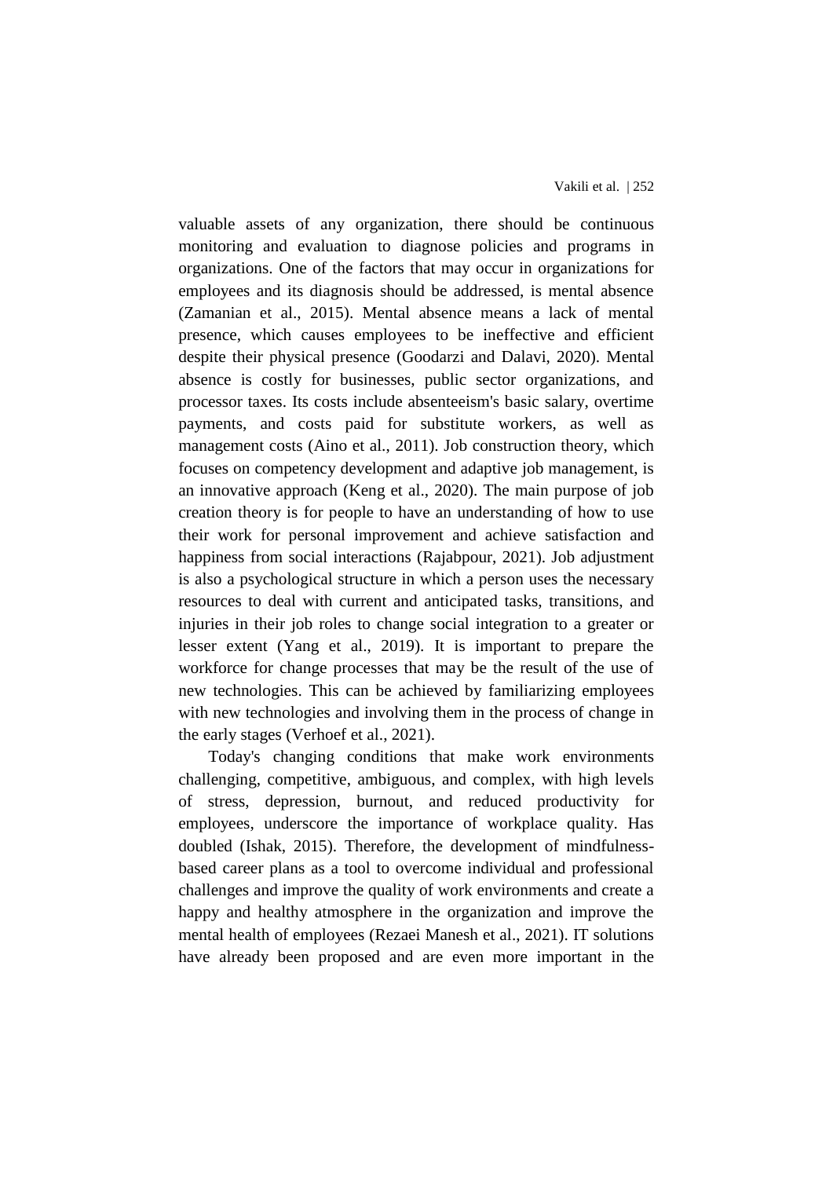valuable assets of any organization, there should be continuous monitoring and evaluation to diagnose policies and programs in organizations. One of the factors that may occur in organizations for employees and its diagnosis should be addressed, is mental absence (Zamanian et al., 2015). Mental absence means a lack of mental presence, which causes employees to be ineffective and efficient despite their physical presence (Goodarzi and Dalavi, 2020). Mental absence is costly for businesses, public sector organizations, and processor taxes. Its costs include absenteeism's basic salary, overtime payments, and costs paid for substitute workers, as well as management costs (Aino et al., 2011). Job construction theory, which focuses on competency development and adaptive job management, is an innovative approach (Keng et al., 2020). The main purpose of job creation theory is for people to have an understanding of how to use their work for personal improvement and achieve satisfaction and happiness from social interactions (Rajabpour, 2021). Job adjustment is also a psychological structure in which a person uses the necessary resources to deal with current and anticipated tasks, transitions, and injuries in their job roles to change social integration to a greater or lesser extent (Yang et al., 2019). It is important to prepare the workforce for change processes that may be the result of the use of new technologies. This can be achieved by familiarizing employees with new technologies and involving them in the process of change in the early stages (Verhoef et al., 2021).

Today's changing conditions that make work environments challenging, competitive, ambiguous, and complex, with high levels of stress, depression, burnout, and reduced productivity for employees, underscore the importance of workplace quality. Has doubled (Ishak, 2015). Therefore, the development of mindfulness-based career plans as a tool to overcome individual and professional challenges and improve the quality of work environments and create a happy and healthy atmosphere in the organization and improve the mental health of employees (Rezaei Manesh et al., 2021). IT solutions have already been proposed and are even more important in the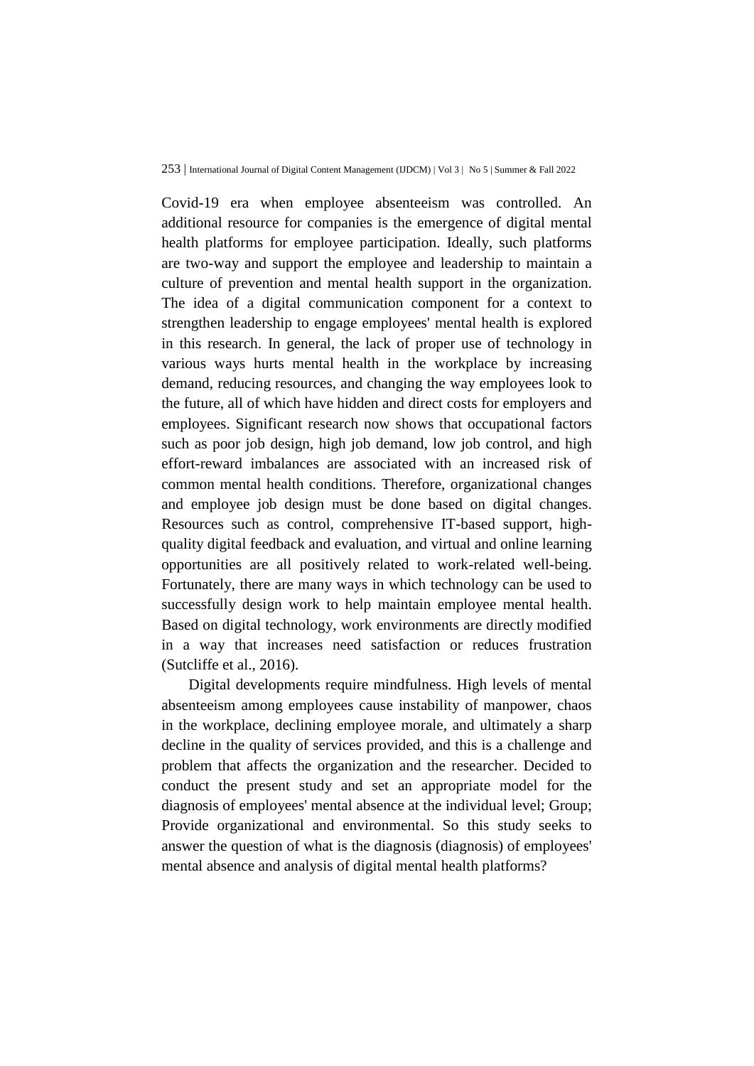Covid-19 era when employee absenteeism was controlled. An additional resource for companies is the emergence of digital mental health platforms for employee participation. Ideally, such platforms are two-way and support the employee and leadership to maintain a culture of prevention and mental health support in the organization. The idea of a digital communication component for a context to strengthen leadership to engage employees' mental health is explored in this research. In general, the lack of proper use of technology in various ways hurts mental health in the workplace by increasing demand, reducing resources, and changing the way employees look to the future, all of which have hidden and direct costs for employers and employees. Significant research now shows that occupational factors such as poor job design, high job demand, low job control, and high effort-reward imbalances are associated with an increased risk of common mental health conditions. Therefore, organizational changes and employee job design must be done based on digital changes. Resources such as control, comprehensive IT-based support, high-quality digital feedback and evaluation, and virtual and online learning opportunities are all positively related to work-related well-being. Fortunately, there are many ways in which technology can be used to successfully design work to help maintain employee mental health. Based on digital technology, work environments are directly modified in a way that increases need satisfaction or reduces frustration (Sutcliffe et al., 2016).

Digital developments require mindfulness. High levels of mental absenteeism among employees cause instability of manpower, chaos in the workplace, declining employee morale, and ultimately a sharp decline in the quality of services provided, and this is a challenge and problem that affects the organization and the researcher. Decided to conduct the present study and set an appropriate model for the diagnosis of employees' mental absence at the individual level; Group; Provide organizational and environmental. So this study seeks to answer the question of what is the diagnosis (diagnosis) of employees' mental absence and analysis of digital mental health platforms?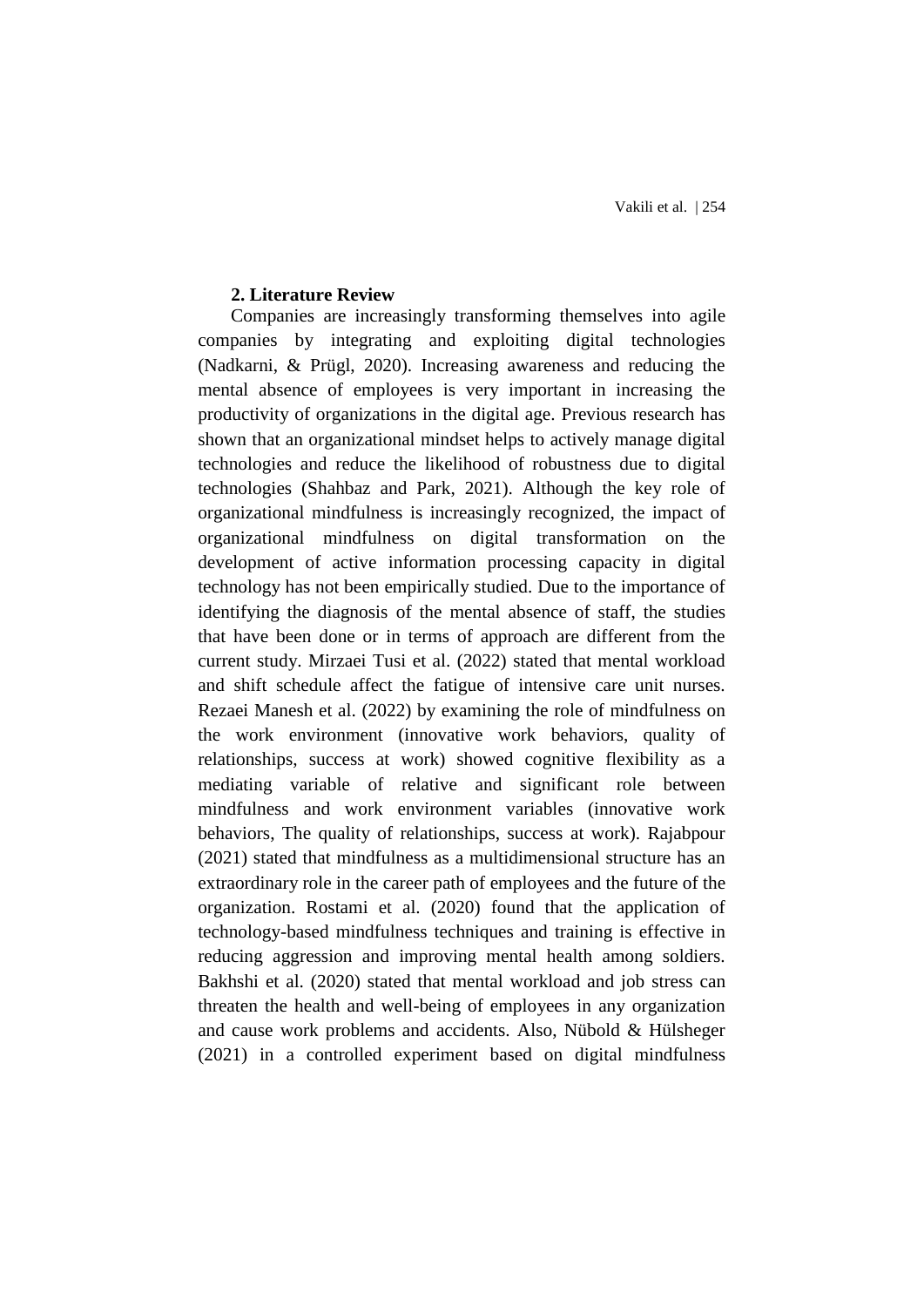## 2. Literature Review

Companies are increasingly transforming themselves into agile companies by integrating and exploiting digital technologies (Nadkarni, & Prügl, 2020). Increasing awareness and reducing the mental absence of employees is very important in increasing the productivity of organizations in the digital age. Previous research has shown that an organizational mindset helps to actively manage digital technologies and reduce the likelihood of robustness due to digital technologies (Shahbaz and Park, 2021). Although the key role of organizational mindfulness is increasingly recognized, the impact of organizational mindfulness on digital transformation on the development of active information processing capacity in digital technology has not been empirically studied. Due to the importance of identifying the diagnosis of the mental absence of staff, the studies that have been done or in terms of approach are different from the current study. Mirzaei Tusi et al. (2022) stated that mental workload and shift schedule affect the fatigue of intensive care unit nurses. Rezaei Manesh et al. (2022) by examining the role of mindfulness on the work environment (innovative work behaviors, quality of relationships, success at work) showed cognitive flexibility as a mediating variable of relative and significant role between mindfulness and work environment variables (innovative work behaviors, The quality of relationships, success at work). Rajabpour (2021) stated that mindfulness as a multidimensional structure has an extraordinary role in the career path of employees and the future of the organization. Rostami et al. (2020) found that the application of technology-based mindfulness techniques and training is effective in reducing aggression and improving mental health among soldiers. Bakhshi et al. (2020) stated that mental workload and job stress can threaten the health and well-being of employees in any organization and cause work problems and accidents. Also, Nübold & Hülsheger (2021) in a controlled experiment based on digital mindfulness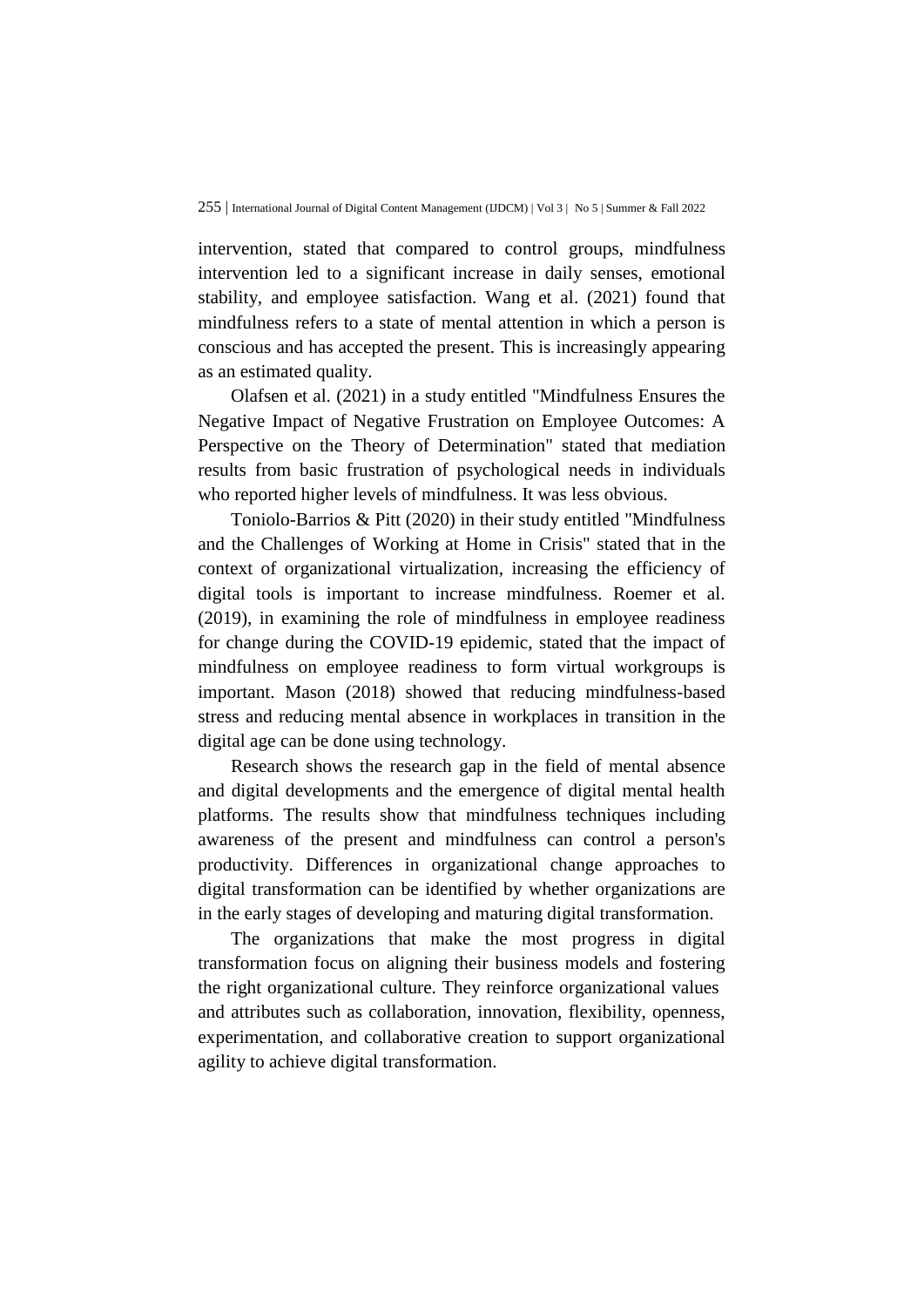intervention, stated that compared to control groups, mindfulness intervention led to a significant increase in daily senses, emotional stability, and employee satisfaction. Wang et al. (2021) found that mindfulness refers to a state of mental attention in which a person is conscious and has accepted the present. This is increasingly appearing as an estimated quality.

Olafsen et al. (2021) in a study entitled "Mindfulness Ensures the Negative Impact of Negative Frustration on Employee Outcomes: A Perspective on the Theory of Determination" stated that mediation results from basic frustration of psychological needs in individuals who reported higher levels of mindfulness. It was less obvious.

Toniolo-Barrios & Pitt (2020) in their study entitled "Mindfulness and the Challenges of Working at Home in Crisis" stated that in the context of organizational virtualization, increasing the efficiency of digital tools is important to increase mindfulness. Roemer et al. (2019), in examining the role of mindfulness in employee readiness for change during the COVID-19 epidemic, stated that the impact of mindfulness on employee readiness to form virtual workgroups is important. Mason (2018) showed that reducing mindfulness-based stress and reducing mental absence in workplaces in transition in the digital age can be done using technology.

Research shows the research gap in the field of mental absence and digital developments and the emergence of digital mental health platforms. The results show that mindfulness techniques including awareness of the present and mindfulness can control a person's productivity. Differences in organizational change approaches to digital transformation can be identified by whether organizations are in the early stages of developing and maturing digital transformation.

The organizations that make the most progress in digital transformation focus on aligning their business models and fostering the right organizational culture. They reinforce organizational values and attributes such as collaboration, innovation, flexibility, openness, experimentation, and collaborative creation to support organizational agility to achieve digital transformation.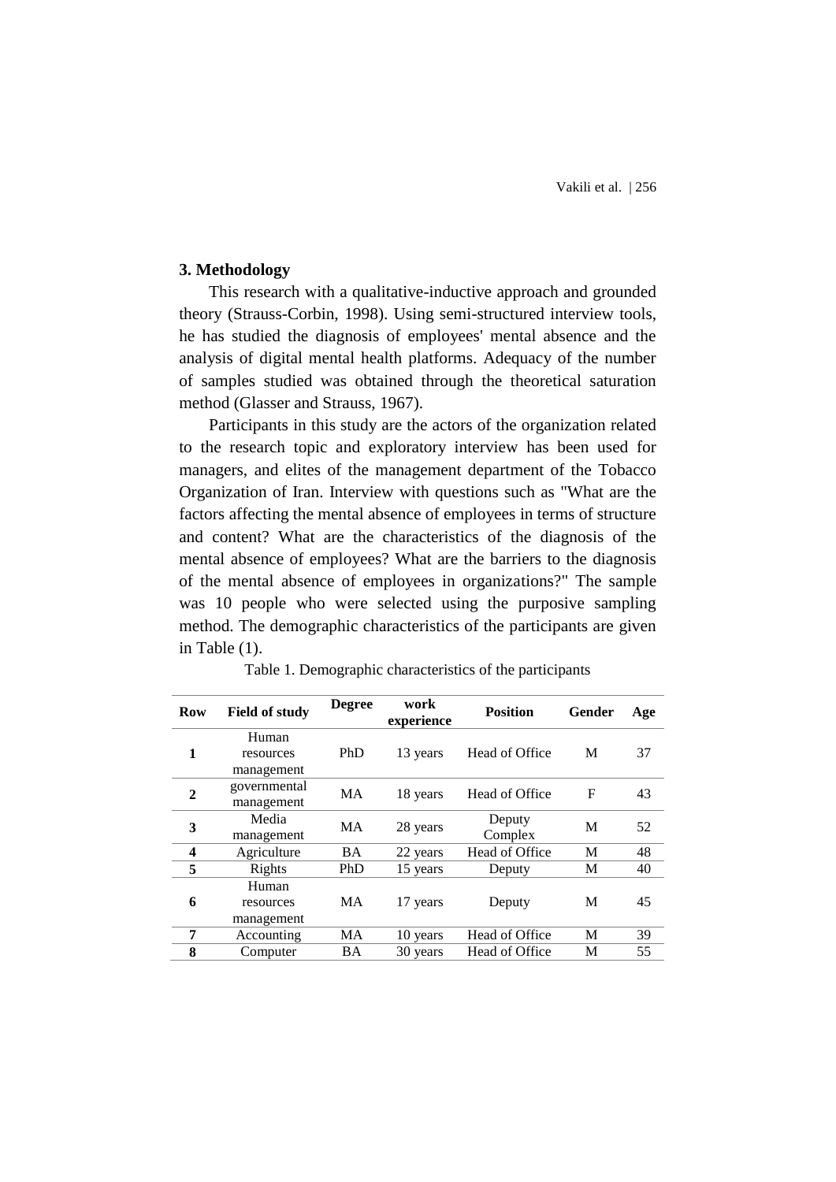## 3. Methodology

This research with a qualitative-inductive approach and grounded theory (Strauss-Corbin, 1998). Using semi-structured interview tools, he has studied the diagnosis of employees' mental absence and the analysis of digital mental health platforms. Adequacy of the number of samples studied was obtained through the theoretical saturation method (Glasser and Strauss, 1967).

Participants in this study are the actors of the organization related to the research topic and exploratory interview has been used for managers, and elites of the management department of the Tobacco Organization of Iran. Interview with questions such as "What are the factors affecting the mental absence of employees in terms of structure and content? What are the characteristics of the diagnosis of the mental absence of employees? What are the barriers to the diagnosis of the mental absence of employees in organizations?" The sample was 10 people who were selected using the purposive sampling method. The demographic characteristics of the participants are given in Table (1).

Table 1. Demographic characteristics of the participants

| Row | Field of study | Degree | work experience | Position | Gender | Age |
|---|---|---|---|---|---|---|
| 1 | Human resources management | PhD | 13 years | Head of Office | M | 37 |
| 2 | governmental management | MA | 18 years | Head of Office | F | 43 |
| 3 | Media management | MA | 28 years | Deputy Complex | M | 52 |
| 4 | Agriculture | BA | 22 years | Head of Office | M | 48 |
| 5 | Rights | PhD | 15 years | Deputy | M | 40 |
| 6 | Human resources management | MA | 17 years | Deputy | M | 45 |
| 7 | Accounting | MA | 10 years | Head of Office | M | 39 |
| 8 | Computer | BA | 30 years | Head of Office | M | 55 |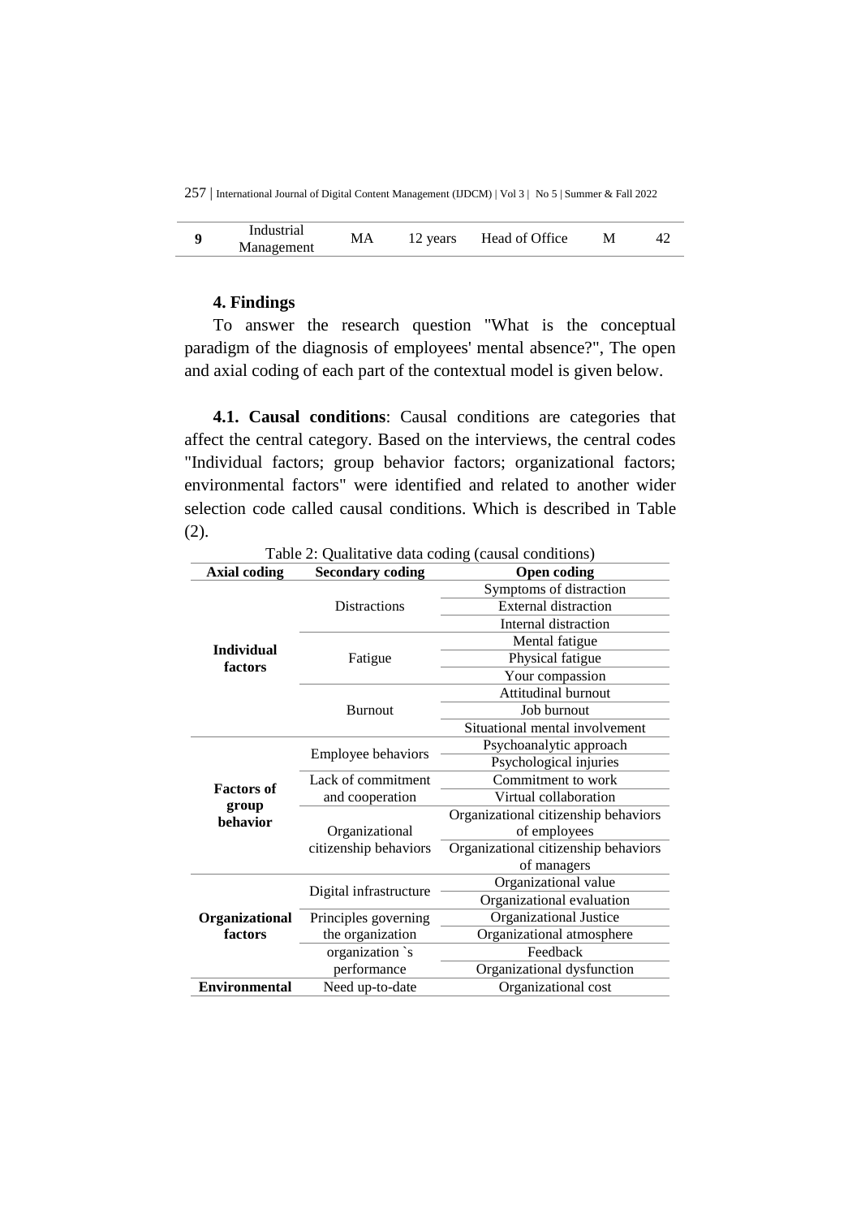| 9 | Industrial Management | MA | 12 years | Head of Office | M | 42 |
|---|---|---|---|---|---|---|

## 4. Findings

To answer the research question "What is the conceptual paradigm of the diagnosis of employees' mental absence?", The open and axial coding of each part of the contextual model is given below.

**4.1. Causal conditions**: Causal conditions are categories that affect the central category. Based on the interviews, the central codes "Individual factors; group behavior factors; organizational factors; environmental factors" were identified and related to another wider selection code called causal conditions. Which is described in Table (2).

Table 2: Qualitative data coding (causal conditions)

| Axial coding | Secondary coding | Open coding |
|---|---|---|
| **Individual factors** | Distractions | Symptoms of distraction |
| | | External distraction |
| | | Internal distraction |
| | Fatigue | Mental fatigue |
| | | Physical fatigue |
| | | Your compassion |
| | Burnout | Attitudinal burnout |
| | | Job burnout |
| | | Situational mental involvement |
| **Factors of group behavior** | Employee behaviors | Psychoanalytic approach |
| | | Psychological injuries |
| | Lack of commitment and cooperation | Commitment to work |
| | | Virtual collaboration |
| | Organizational citizenship behaviors | Organizational citizenship behaviors of employees |
| | | Organizational citizenship behaviors of managers |
| **Organizational factors** | Digital infrastructure | Organizational value |
| | | Organizational evaluation |
| | Principles governing the organization | Organizational Justice |
| | | Organizational atmosphere |
| | organization `s performance | Feedback |
| | | Organizational dysfunction |
| **Environmental** | Need up-to-date | Organizational cost |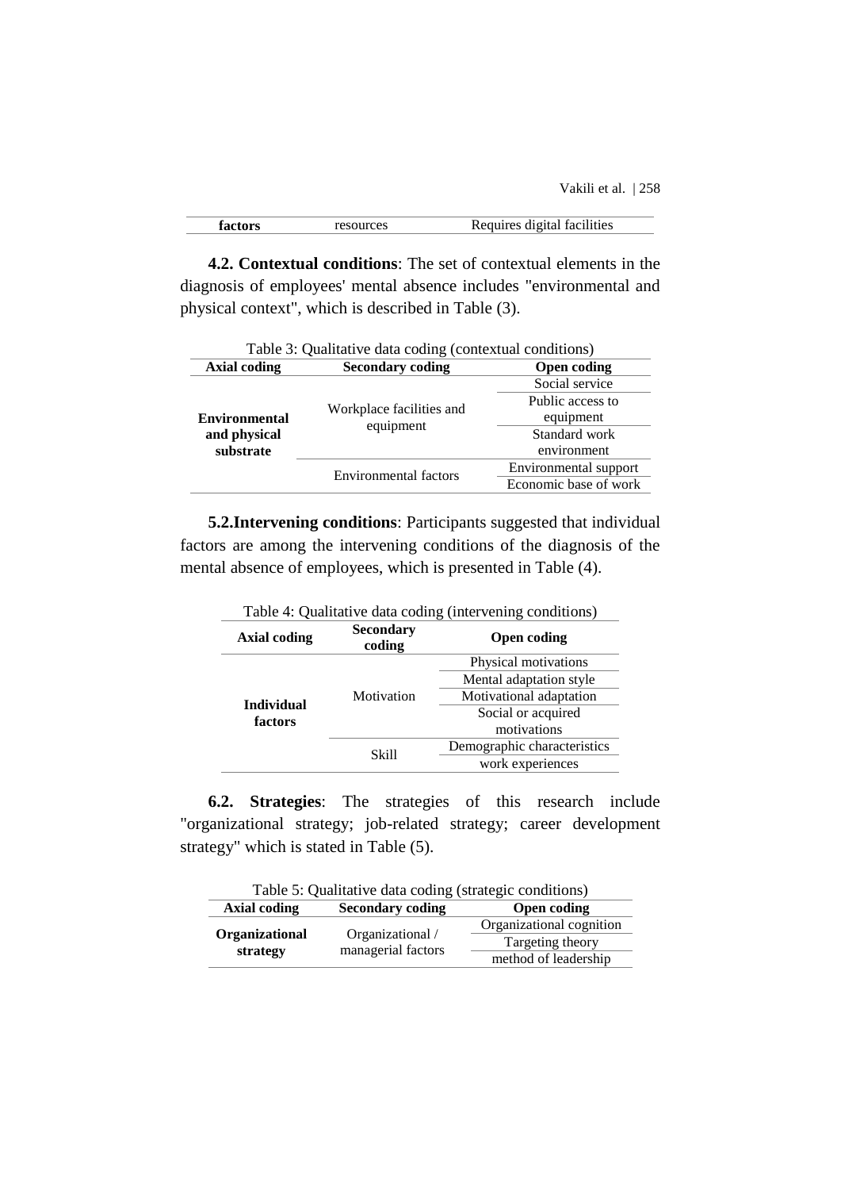| factors | resources | Requires digital facilities |
|---|---|---|

**4.2. Contextual conditions**: The set of contextual elements in the diagnosis of employees' mental absence includes "environmental and physical context", which is described in Table (3).

Table 3: Qualitative data coding (contextual conditions)

| Axial coding | Secondary coding | Open coding |
|---|---|---|
| **Environmental and physical substrate** | Workplace facilities and equipment | Social service |
| | | Public access to equipment |
| | | Standard work environment |
| | Environmental factors | Environmental support |
| | | Economic base of work |

**5.2.Intervening conditions**: Participants suggested that individual factors are among the intervening conditions of the diagnosis of the mental absence of employees, which is presented in Table (4).

Table 4: Qualitative data coding (intervening conditions)

| Axial coding | Secondary coding | Open coding |
|---|---|---|
| **Individual factors** | Motivation | Physical motivations |
| | | Mental adaptation style |
| | | Motivational adaptation |
| | | Social or acquired motivations |
| | Skill | Demographic characteristics |
| | | work experiences |

**6.2. Strategies**: The strategies of this research include "organizational strategy; job-related strategy; career development strategy" which is stated in Table (5).

Table 5: Qualitative data coding (strategic conditions)

| Axial coding | Secondary coding | Open coding |
|---|---|---|
| **Organizational strategy** | Organizational / managerial factors | Organizational cognition |
| | | Targeting theory |
| | | method of leadership |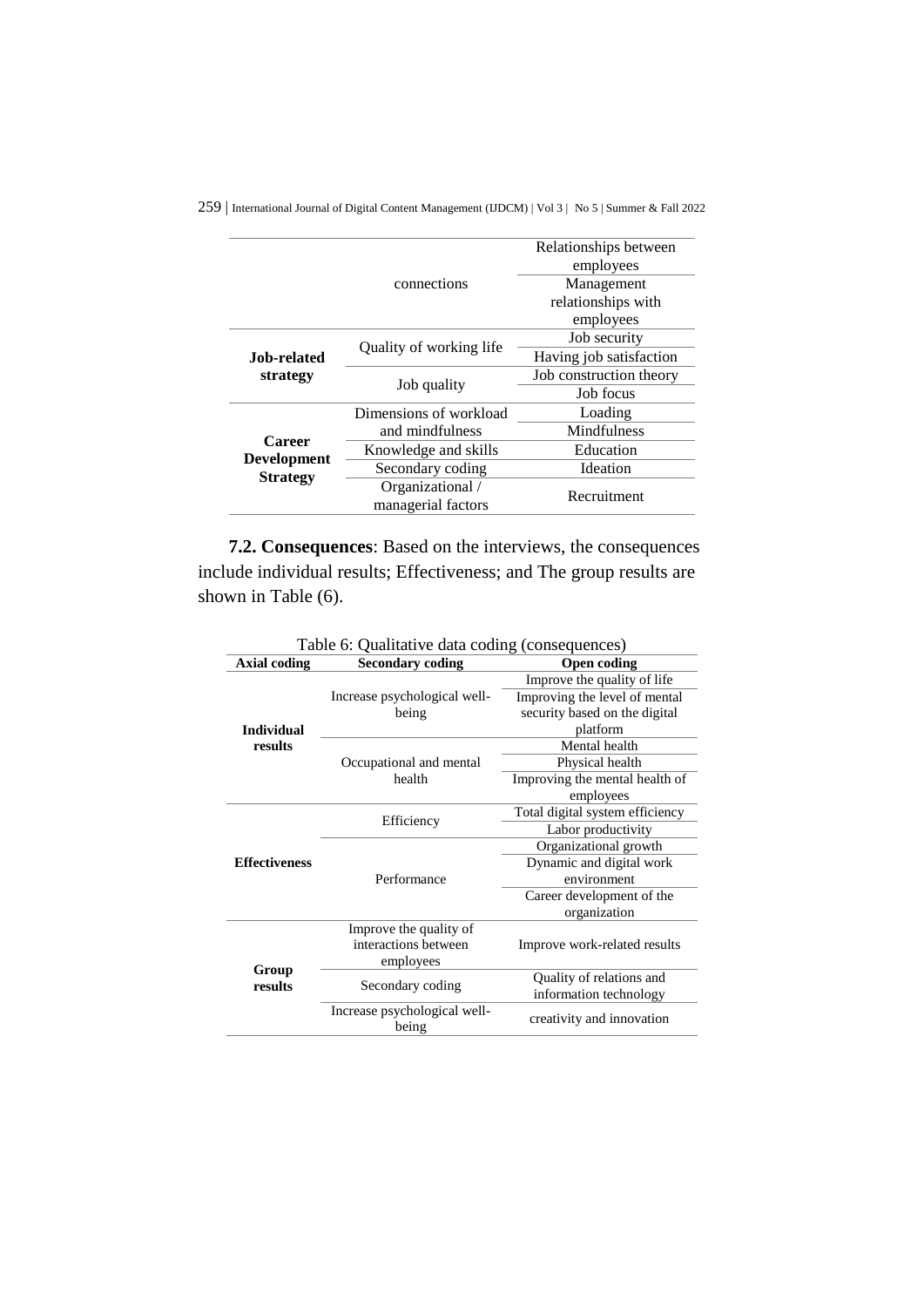| | | |
|---|---|---|
| | connections | Relationships between employees |
| | | Management relationships with employees |
| **Job-related strategy** | Quality of working life | Job security |
| | | Having job satisfaction |
| | Job quality | Job construction theory |
| | | Job focus |
| **Career Development Strategy** | Dimensions of workload and mindfulness | Loading |
| | | Mindfulness |
| | Knowledge and skills | Education |
| | Secondary coding | Ideation |
| | Organizational / managerial factors | Recruitment |

**7.2. Consequences**: Based on the interviews, the consequences include individual results; Effectiveness; and The group results are shown in Table (6).

Table 6: Qualitative data coding (consequences)

| Axial coding | Secondary coding | Open coding |
|---|---|---|
| **Individual results** | Increase psychological well-being | Improve the quality of life |
| | | Improving the level of mental security based on the digital platform |
| | Occupational and mental health | Mental health |
| | | Physical health |
| | | Improving the mental health of employees |
| **Effectiveness** | Efficiency | Total digital system efficiency |
| | | Labor productivity |
| | Performance | Organizational growth |
| | | Dynamic and digital work environment |
| | | Career development of the organization |
| **Group results** | Improve the quality of interactions between employees | Improve work-related results |
| | Secondary coding | Quality of relations and information technology |
| | Increase psychological well-being | creativity and innovation |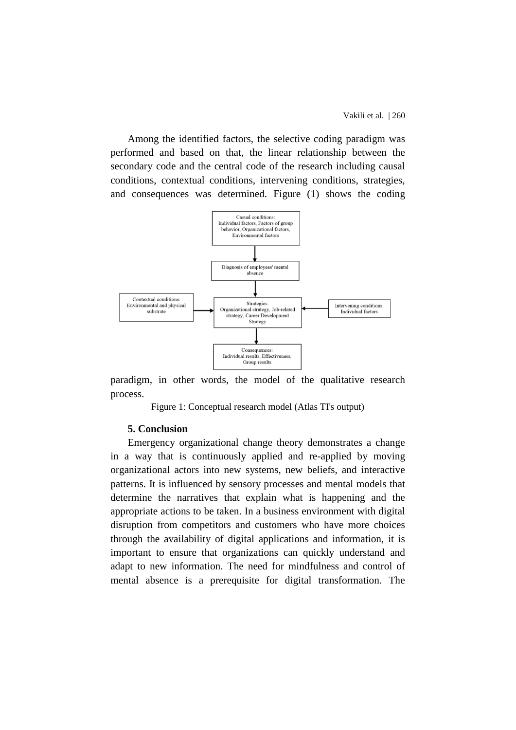Among the identified factors, the selective coding paradigm was performed and based on that, the linear relationship between the secondary code and the central code of the research including causal conditions, contextual conditions, intervening conditions, strategies, and consequences was determined. Figure (1) shows the coding paradigm, in other words, the model of the qualitative research process.

Figure 1: Conceptual research model (Atlas TI's output)

## 5. Conclusion

Emergency organizational change theory demonstrates a change in a way that is continuously applied and re-applied by moving organizational actors into new systems, new beliefs, and interactive patterns. It is influenced by sensory processes and mental models that determine the narratives that explain what is happening and the appropriate actions to be taken. In a business environment with digital disruption from competitors and customers who have more choices through the availability of digital applications and information, it is important to ensure that organizations can quickly understand and adapt to new information. The need for mindfulness and control of mental absence is a prerequisite for digital transformation. The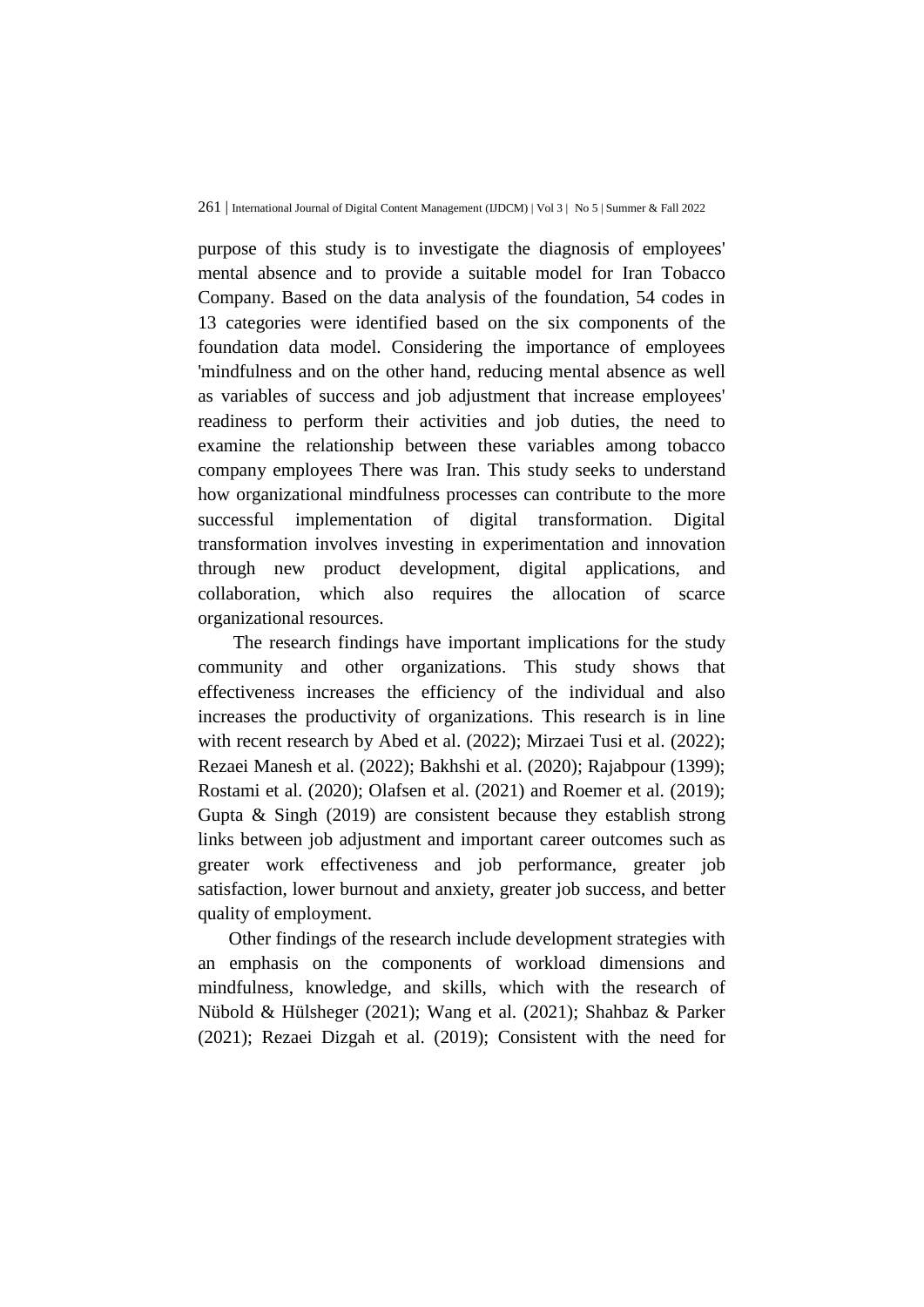purpose of this study is to investigate the diagnosis of employees' mental absence and to provide a suitable model for Iran Tobacco Company. Based on the data analysis of the foundation, 54 codes in 13 categories were identified based on the six components of the foundation data model. Considering the importance of employees 'mindfulness and on the other hand, reducing mental absence as well as variables of success and job adjustment that increase employees' readiness to perform their activities and job duties, the need to examine the relationship between these variables among tobacco company employees There was Iran. This study seeks to understand how organizational mindfulness processes can contribute to the more successful implementation of digital transformation. Digital transformation involves investing in experimentation and innovation through new product development, digital applications, and collaboration, which also requires the allocation of scarce organizational resources.

The research findings have important implications for the study community and other organizations. This study shows that effectiveness increases the efficiency of the individual and also increases the productivity of organizations. This research is in line with recent research by Abed et al. (2022); Mirzaei Tusi et al. (2022); Rezaei Manesh et al. (2022); Bakhshi et al. (2020); Rajabpour (1399); Rostami et al. (2020); Olafsen et al. (2021) and Roemer et al. (2019); Gupta & Singh (2019) are consistent because they establish strong links between job adjustment and important career outcomes such as greater work effectiveness and job performance, greater job satisfaction, lower burnout and anxiety, greater job success, and better quality of employment.

Other findings of the research include development strategies with an emphasis on the components of workload dimensions and mindfulness, knowledge, and skills, which with the research of Nübold & Hülsheger (2021); Wang et al. (2021); Shahbaz & Parker (2021); Rezaei Dizgah et al. (2019); Consistent with the need for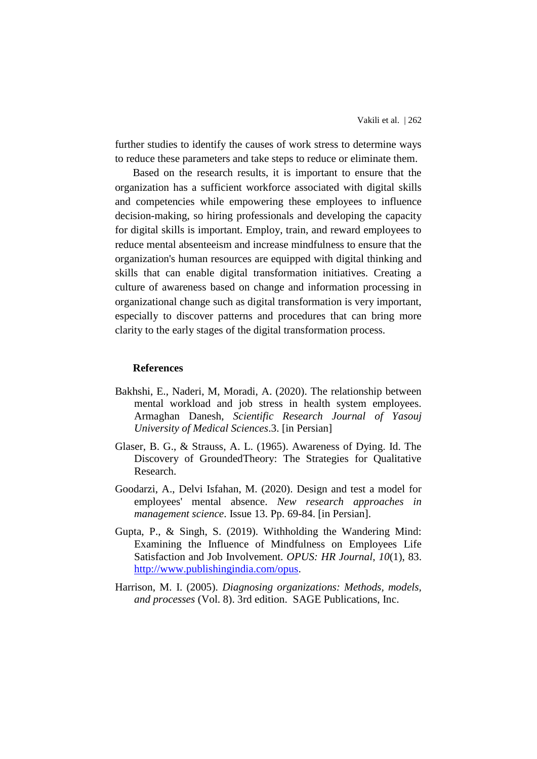further studies to identify the causes of work stress to determine ways to reduce these parameters and take steps to reduce or eliminate them.

Based on the research results, it is important to ensure that the organization has a sufficient workforce associated with digital skills and competencies while empowering these employees to influence decision-making, so hiring professionals and developing the capacity for digital skills is important. Employ, train, and reward employees to reduce mental absenteeism and increase mindfulness to ensure that the organization's human resources are equipped with digital thinking and skills that can enable digital transformation initiatives. Creating a culture of awareness based on change and information processing in organizational change such as digital transformation is very important, especially to discover patterns and procedures that can bring more clarity to the early stages of the digital transformation process.

## References

Bakhshi, E., Naderi, M, Moradi, A. (2020). The relationship between mental workload and job stress in health system employees. Armaghan Danesh, *Scientific Research Journal of Yasouj University of Medical Sciences*.3. [in Persian]

Glaser, B. G., & Strauss, A. L. (1965). Awareness of Dying. Id. The Discovery of GroundedTheory: The Strategies for Qualitative Research.

Goodarzi, A., Delvi Isfahan, M. (2020). Design and test a model for employees' mental absence. *New research approaches in management science*. Issue 13. Pp. 69-84. [in Persian].

Gupta, P., & Singh, S. (2019). Withholding the Wandering Mind: Examining the Influence of Mindfulness on Employees Life Satisfaction and Job Involvement. *OPUS: HR Journal*, *10*(1), 83. http://www.publishingindia.com/opus.

Harrison, M. I. (2005). *Diagnosing organizations: Methods, models, and processes* (Vol. 8). 3rd edition. SAGE Publications, Inc.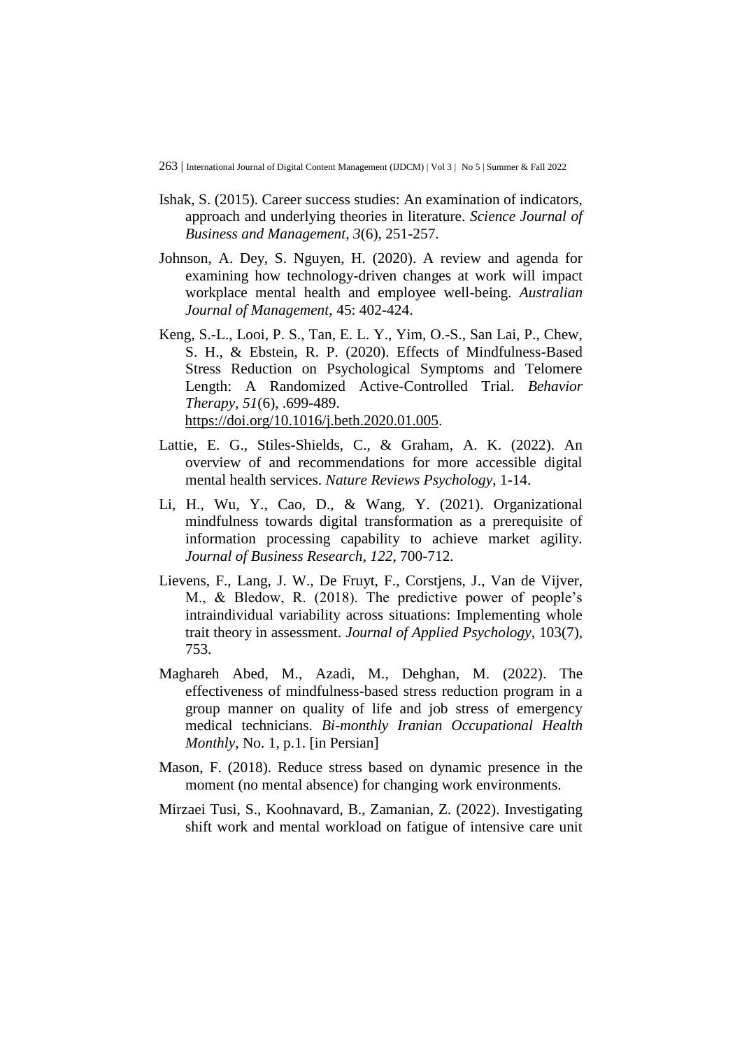Ishak, S. (2015). Career success studies: An examination of indicators, approach and underlying theories in literature. *Science Journal of Business and Management*, *3*(6), 251-257.

Johnson, A. Dey, S. Nguyen, H. (2020). A review and agenda for examining how technology-driven changes at work will impact workplace mental health and employee well-being. *Australian Journal of Management*, 45: 402-424.

Keng, S.-L., Looi, P. S., Tan, E. L. Y., Yim, O.-S., San Lai, P., Chew, S. H., & Ebstein, R. P. (2020). Effects of Mindfulness-Based Stress Reduction on Psychological Symptoms and Telomere Length: A Randomized Active-Controlled Trial. *Behavior Therapy*, *51*(6), .699-489. https://doi.org/10.1016/j.beth.2020.01.005.

Lattie, E. G., Stiles-Shields, C., & Graham, A. K. (2022). An overview of and recommendations for more accessible digital mental health services. *Nature Reviews Psychology*, 1-14.

Li, H., Wu, Y., Cao, D., & Wang, Y. (2021). Organizational mindfulness towards digital transformation as a prerequisite of information processing capability to achieve market agility. *Journal of Business Research*, *122*, 700-712.

Lievens, F., Lang, J. W., De Fruyt, F., Corstjens, J., Van de Vijver, M., & Bledow, R. (2018). The predictive power of people's intraindividual variability across situations: Implementing whole trait theory in assessment. *Journal of Applied Psychology*, 103(7), 753.

Maghareh Abed, M., Azadi, M., Dehghan, M. (2022). The effectiveness of mindfulness-based stress reduction program in a group manner on quality of life and job stress of emergency medical technicians. *Bi-monthly Iranian Occupational Health Monthly*, No. 1, p.1. [in Persian]

Mason, F. (2018). Reduce stress based on dynamic presence in the moment (no mental absence) for changing work environments.

Mirzaei Tusi, S., Koohnavard, B., Zamanian, Z. (2022). Investigating shift work and mental workload on fatigue of intensive care unit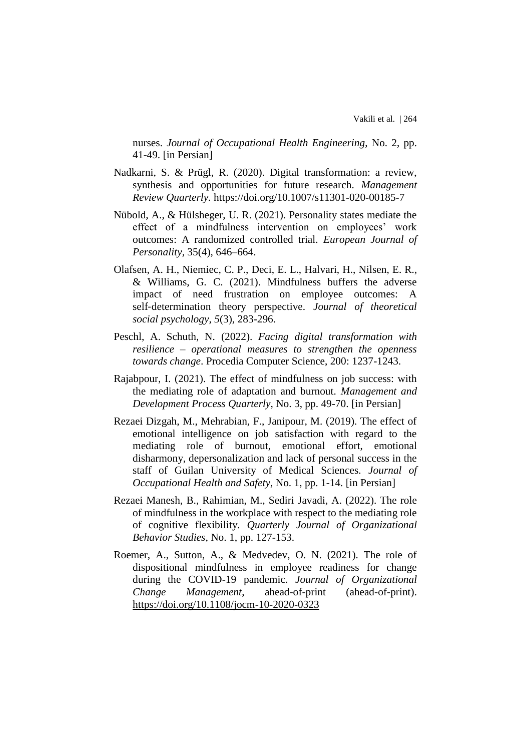nurses. *Journal of Occupational Health Engineering*, No. 2, pp. 41-49. [in Persian]

Nadkarni, S. & Prügl, R. (2020). Digital transformation: a review, synthesis and opportunities for future research. *Management Review Quarterly.* https://doi.org/10.1007/s11301-020-00185-7

Nübold, A., & Hülsheger, U. R. (2021). Personality states mediate the effect of a mindfulness intervention on employees' work outcomes: A randomized controlled trial. *European Journal of Personality*, 35(4), 646–664.

Olafsen, A. H., Niemiec, C. P., Deci, E. L., Halvari, H., Nilsen, E. R., & Williams, G. C. (2021). Mindfulness buffers the adverse impact of need frustration on employee outcomes: A self‐determination theory perspective. *Journal of theoretical social psychology*, *5*(3), 283-296.

Peschl, A. Schuth, N. (2022). *Facing digital transformation with resilience – operational measures to strengthen the openness towards change*. Procedia Computer Science, 200: 1237-1243.

Rajabpour, I. (2021). The effect of mindfulness on job success: with the mediating role of adaptation and burnout. *Management and Development Process Quarterly*, No. 3, pp. 49-70. [in Persian]

Rezaei Dizgah, M., Mehrabian, F., Janipour, M. (2019). The effect of emotional intelligence on job satisfaction with regard to the mediating role of burnout, emotional effort, emotional disharmony, depersonalization and lack of personal success in the staff of Guilan University of Medical Sciences. *Journal of Occupational Health and Safety*, No. 1, pp. 1-14. [in Persian]

Rezaei Manesh, B., Rahimian, M., Sediri Javadi, A. (2022). The role of mindfulness in the workplace with respect to the mediating role of cognitive flexibility. *Quarterly Journal of Organizational Behavior Studies*, No. 1, pp. 127-153.

Roemer, A., Sutton, A., & Medvedev, O. N. (2021). The role of dispositional mindfulness in employee readiness for change during the COVID-19 pandemic. *Journal of Organizational Change Management*, ahead-of-print (ahead-of-print). https://doi.org/10.1108/jocm-10-2020-0323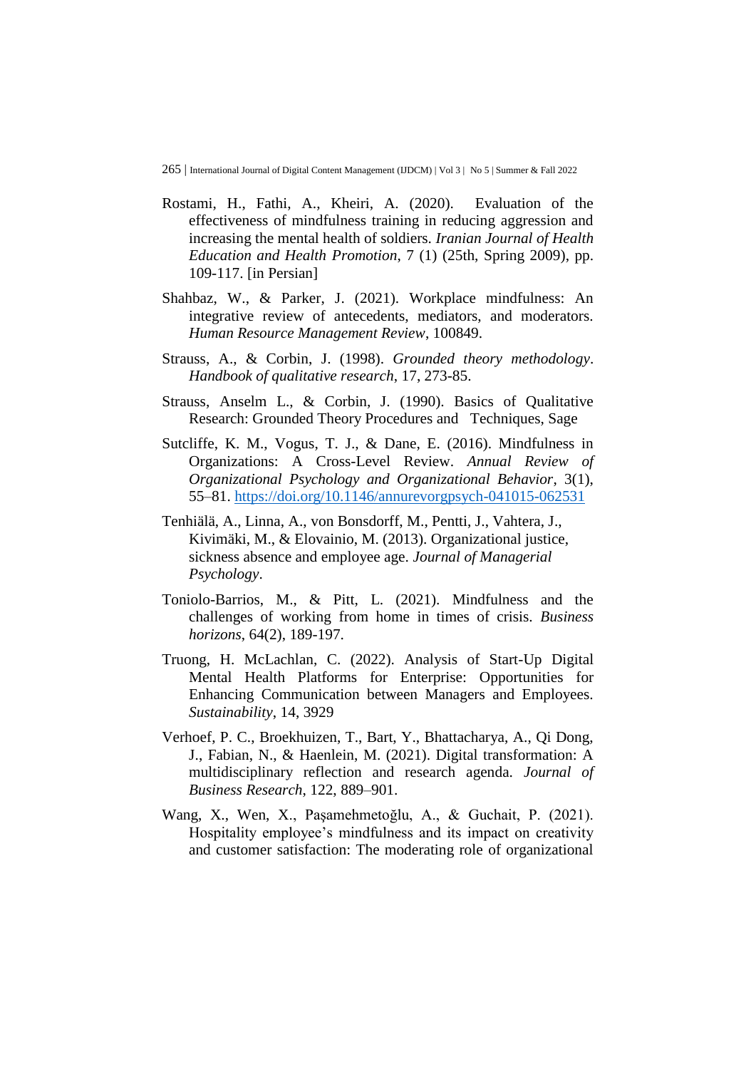Rostami, H., Fathi, A., Kheiri, A. (2020). Evaluation of the effectiveness of mindfulness training in reducing aggression and increasing the mental health of soldiers. *Iranian Journal of Health Education and Health Promotion*, 7 (1) (25th, Spring 2009), pp. 109-117. [in Persian]

Shahbaz, W., & Parker, J. (2021). Workplace mindfulness: An integrative review of antecedents, mediators, and moderators. *Human Resource Management Review*, 100849.

Strauss, A., & Corbin, J. (1998). *Grounded theory methodology*. *Handbook of qualitative research*, 17, 273-85.

Strauss, Anselm L., & Corbin, J. (1990). Basics of Qualitative Research: Grounded Theory Procedures and Techniques, Sage

Sutcliffe, K. M., Vogus, T. J., & Dane, E. (2016). Mindfulness in Organizations: A Cross-Level Review. *Annual Review of Organizational Psychology and Organizational Behavior*, 3(1), 55–81. https://doi.org/10.1146/annurevorgpsych-041015-062531

Tenhiälä, A., Linna, A., von Bonsdorff, M., Pentti, J., Vahtera, J., Kivimäki, M., & Elovainio, M. (2013). Organizational justice, sickness absence and employee age. *Journal of Managerial Psychology*.

Toniolo-Barrios, M., & Pitt, L. (2021). Mindfulness and the challenges of working from home in times of crisis. *Business horizons*, 64(2), 189-197.

Truong, H. McLachlan, C. (2022). Analysis of Start-Up Digital Mental Health Platforms for Enterprise: Opportunities for Enhancing Communication between Managers and Employees. *Sustainability*, 14, 3929

Verhoef, P. C., Broekhuizen, T., Bart, Y., Bhattacharya, A., Qi Dong, J., Fabian, N., & Haenlein, M. (2021). Digital transformation: A multidisciplinary reflection and research agenda. *Journal of Business Research*, 122, 889–901.

Wang, X., Wen, X., Paşamehmetoğlu, A., & Guchait, P. (2021). Hospitality employee's mindfulness and its impact on creativity and customer satisfaction: The moderating role of organizational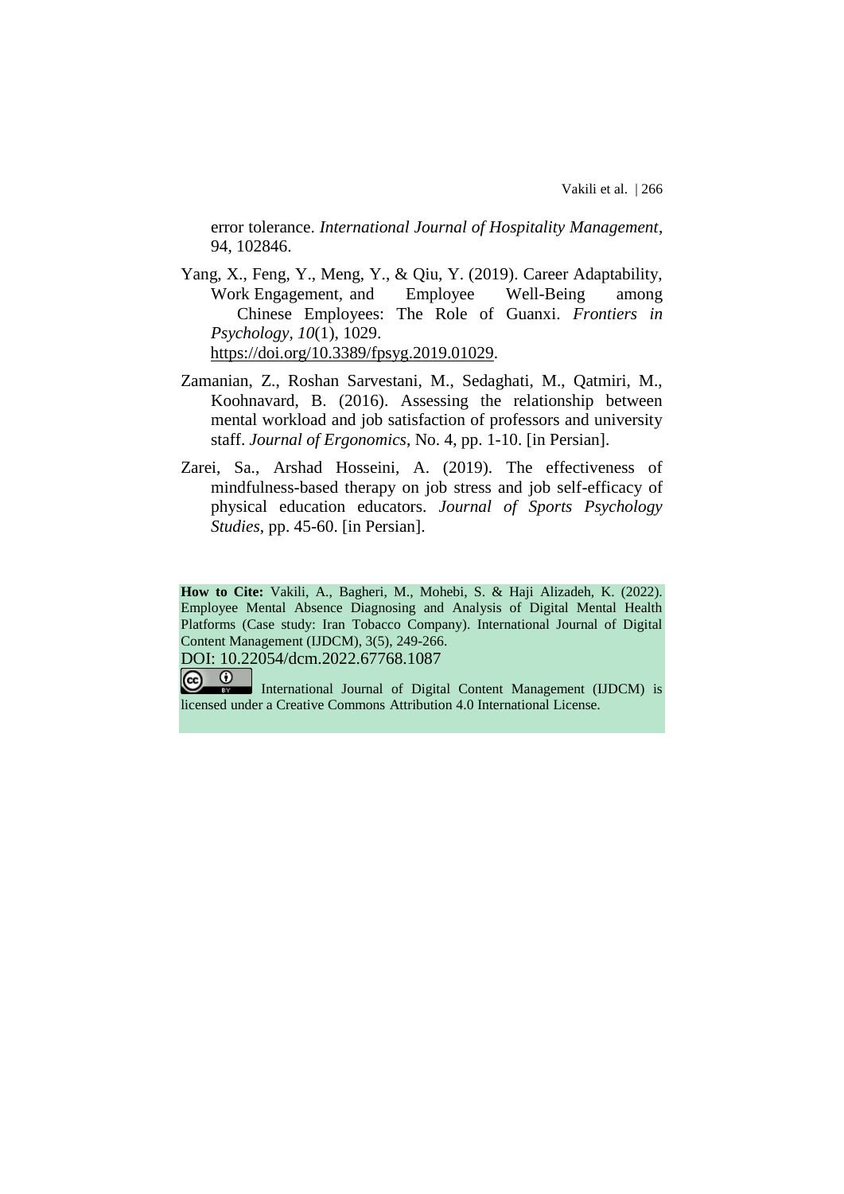error tolerance. *International Journal of Hospitality Management*, 94, 102846.

Yang, X., Feng, Y., Meng, Y., & Qiu, Y. (2019). Career Adaptability, Work Engagement, and Employee Well-Being among Chinese Employees: The Role of Guanxi. *Frontiers in Psychology*, *10*(1), 1029. https://doi.org/10.3389/fpsyg.2019.01029.

Zamanian, Z., Roshan Sarvestani, M., Sedaghati, M., Qatmiri, M., Koohnavard, B. (2016). Assessing the relationship between mental workload and job satisfaction of professors and university staff. *Journal of Ergonomics*, No. 4, pp. 1-10. [in Persian].

Zarei, Sa., Arshad Hosseini, A. (2019). The effectiveness of mindfulness-based therapy on job stress and job self-efficacy of physical education educators. *Journal of Sports Psychology Studies*, pp. 45-60. [in Persian].

**How to Cite:** Vakili, A., Bagheri, M., Mohebi, S. & Haji Alizadeh, K. (2022). Employee Mental Absence Diagnosing and Analysis of Digital Mental Health Platforms (Case study: Iran Tobacco Company). International Journal of Digital Content Management (IJDCM), 3(5), 249-266.
DOI: 10.22054/dcm.2022.67768.1087

International Journal of Digital Content Management (IJDCM) is licensed under a Creative Commons Attribution 4.0 International License.